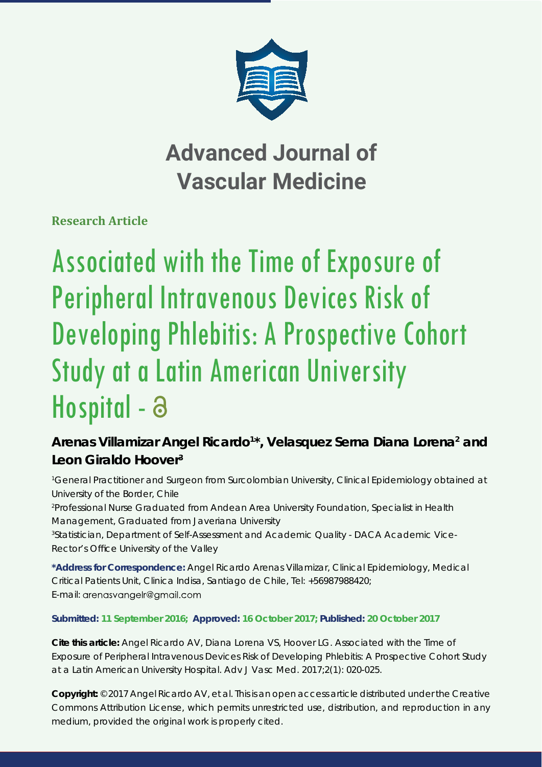# Advanced Journal of Vascular Medicine

**Research Article**

# Associated with the Time of Exposure of Peripheral Intravenous Devices Risk of Developing Phlebitis: A Prospective Cohort Study at a Latin American University Hospital

**Arenas Villamizar Angel Ricardo[1]*, Velasquez Serna Diana Lorena[2] and Leon Giraldo Hoover[3]**

[1]General Practitioner and Surgeon from Surcolombian University, Clinical Epidemiology obtained at University of the Border, Chile

[2]Professional Nurse Graduated from Andean Area University Foundation, Specialist in Health Management, Graduated from Javeriana University

[3]Statistician, Department of Self-Assessment and Academic Quality - DACA Academic Vice-Rector's Office University of the Valley

**\*Address for Correspondence:** Angel Ricardo Arenas Villamizar, Clinical Epidemiology, Medical Critical Patients Unit, Clinica Indisa, Santiago de Chile, Tel: +56987988420; E-mail: arenasvangelr@gmail.com

**Submitted: 11 September 2016; Approved: 16 October 2017; Published: 20 October 2017**

**Cite this article:** Angel Ricardo AV, Diana Lorena VS, Hoover LG. Associated with the Time of Exposure of Peripheral Intravenous Devices Risk of Developing Phlebitis: A Prospective Cohort Study at a Latin American University Hospital. Adv J Vasc Med. 2017;2(1): 020-025.

**Copyright:** © 2017 Angel Ricardo AV, et al. This is an open access article distributed under the Creative Commons Attribution License, which permits unrestricted use, distribution, and reproduction in any medium, provided the original work is properly cited.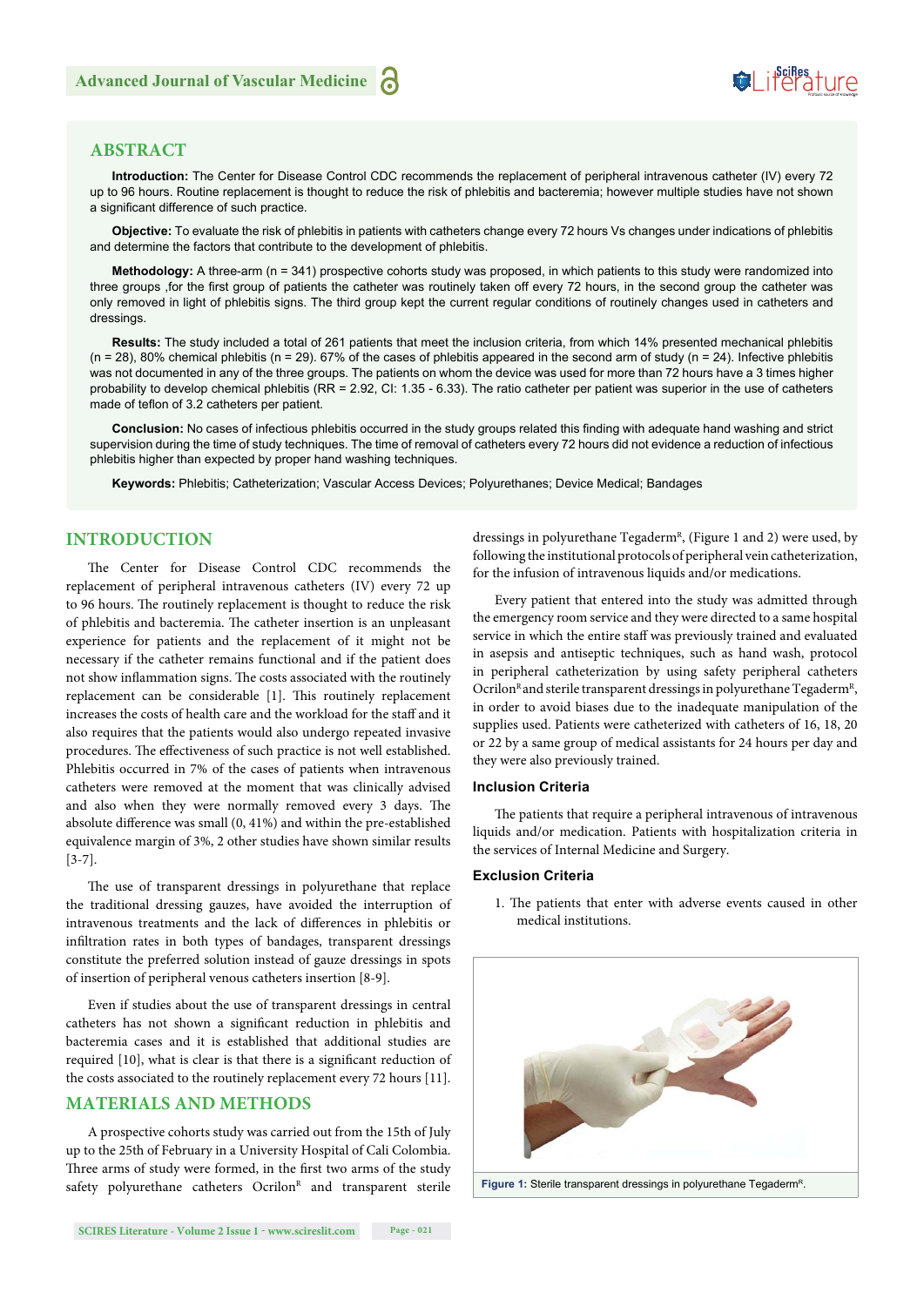## ABSTRACT

**Introduction:** The Center for Disease Control CDC recommends the replacement of peripheral intravenous catheter (IV) every 72 up to 96 hours. Routine replacement is thought to reduce the risk of phlebitis and bacteremia; however multiple studies have not shown a significant difference of such practice.

**Objective:** To evaluate the risk of phlebitis in patients with catheters change every 72 hours Vs changes under indications of phlebitis and determine the factors that contribute to the development of phlebitis.

**Methodology:** A three-arm (n = 341) prospective cohorts study was proposed, in which patients to this study were randomized into three groups ,for the first group of patients the catheter was routinely taken off every 72 hours, in the second group the catheter was only removed in light of phlebitis signs. The third group kept the current regular conditions of routinely changes used in catheters and dressings.

**Results:** The study included a total of 261 patients that meet the inclusion criteria, from which 14% presented mechanical phlebitis (n = 28), 80% chemical phlebitis (n = 29). 67% of the cases of phlebitis appeared in the second arm of study (n = 24). Infective phlebitis was not documented in any of the three groups. The patients on whom the device was used for more than 72 hours have a 3 times higher probability to develop chemical phlebitis (RR = 2.92, CI: 1.35 - 6.33). The ratio catheter per patient was superior in the use of catheters made of teflon of 3.2 catheters per patient.

**Conclusion:** No cases of infectious phlebitis occurred in the study groups related this finding with adequate hand washing and strict supervision during the time of study techniques. The time of removal of catheters every 72 hours did not evidence a reduction of infectious phlebitis higher than expected by proper hand washing techniques.

**Keywords:** Phlebitis; Catheterization; Vascular Access Devices; Polyurethanes; Device Medical; Bandages

## INTRODUCTION

The Center for Disease Control CDC recommends the replacement of peripheral intravenous catheters (IV) every 72 up to 96 hours. The routinely replacement is thought to reduce the risk of phlebitis and bacteremia. The catheter insertion is an unpleasant experience for patients and the replacement of it might not be necessary if the catheter remains functional and if the patient does not show inflammation signs. The costs associated with the routinely replacement can be considerable [1]. This routinely replacement increases the costs of health care and the workload for the staff and it also requires that the patients would also undergo repeated invasive procedures. The effectiveness of such practice is not well established. Phlebitis occurred in 7% of the cases of patients when intravenous catheters were removed at the moment that was clinically advised and also when they were normally removed every 3 days. The absolute difference was small (0, 41%) and within the pre-established equivalence margin of 3%, 2 other studies have shown similar results [3-7].

The use of transparent dressings in polyurethane that replace the traditional dressing gauzes, have avoided the interruption of intravenous treatments and the lack of differences in phlebitis or infiltration rates in both types of bandages, transparent dressings constitute the preferred solution instead of gauze dressings in spots of insertion of peripheral venous catheters insertion [8-9].

Even if studies about the use of transparent dressings in central catheters has not shown a significant reduction in phlebitis and bacteremia cases and it is established that additional studies are required [10], what is clear is that there is a significant reduction of the costs associated to the routinely replacement every 72 hours [11].

## MATERIALS AND METHODS

A prospective cohorts study was carried out from the 15th of July up to the 25th of February in a University Hospital of Cali Colombia. Three arms of study were formed, in the first two arms of the study safety polyurethane catheters Ocrilon[R] and transparent sterile dressings in polyurethane Tegaderm[R], (Figure 1 and 2) were used, by following the institutional protocols of peripheral vein catheterization, for the infusion of intravenous liquids and/or medications.

Every patient that entered into the study was admitted through the emergency room service and they were directed to a same hospital service in which the entire staff was previously trained and evaluated in asepsis and antiseptic techniques, such as hand wash, protocol in peripheral catheterization by using safety peripheral catheters Ocrilon[R] and sterile transparent dressings in polyurethane Tegaderm[R], in order to avoid biases due to the inadequate manipulation of the supplies used. Patients were catheterized with catheters of 16, 18, 20 or 22 by a same group of medical assistants for 24 hours per day and they were also previously trained.

### Inclusion Criteria

The patients that require a peripheral intravenous of intravenous liquids and/or medication. Patients with hospitalization criteria in the services of Internal Medicine and Surgery.

### Exclusion Criteria

1. The patients that enter with adverse events caused in other medical institutions.

**Figure 1:** Sterile transparent dressings in polyurethane Tegaderm[R].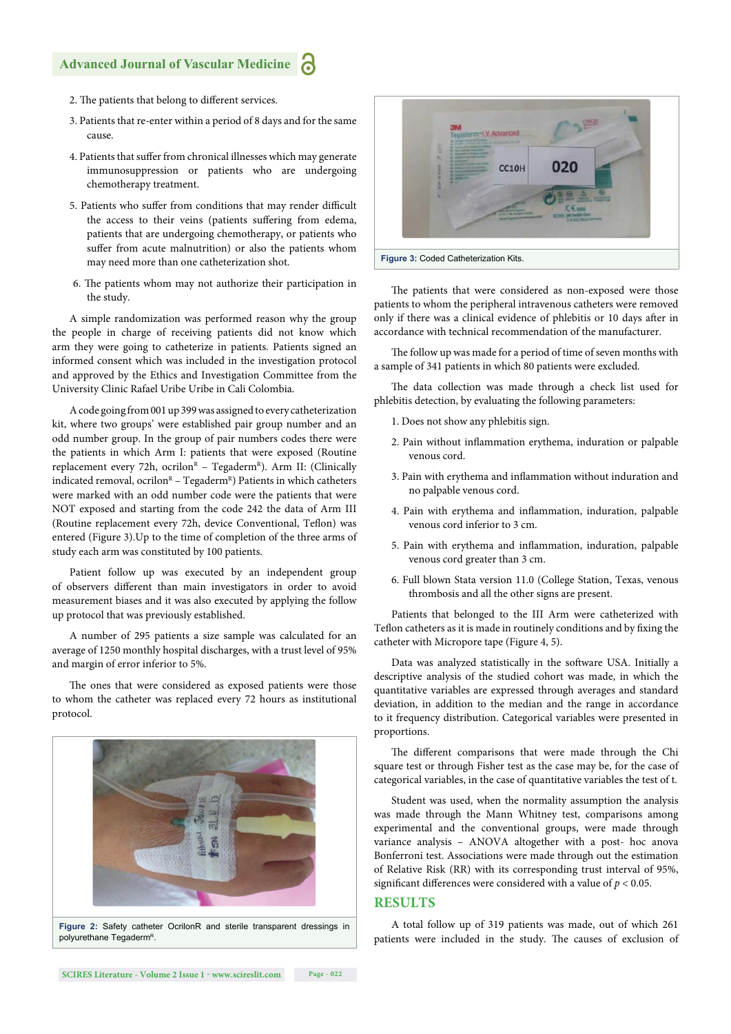2. The patients that belong to different services.

3. Patients that re-enter within a period of 8 days and for the same cause.

4. Patients that suffer from chronical illnesses which may generate immunosuppression or patients who are undergoing chemotherapy treatment.

5. Patients who suffer from conditions that may render difficult the access to their veins (patients suffering from edema, patients that are undergoing chemotherapy, or patients who suffer from acute malnutrition) or also the patients whom may need more than one catheterization shot.

6. The patients whom may not authorize their participation in the study.

A simple randomization was performed reason why the group the people in charge of receiving patients did not know which arm they were going to catheterize in patients. Patients signed an informed consent which was included in the investigation protocol and approved by the Ethics and Investigation Committee from the University Clinic Rafael Uribe Uribe in Cali Colombia.

A code going from 001 up 399 was assigned to every catheterization kit, where two groups' were established pair group number and an odd number group. In the group of pair numbers codes there were the patients in which Arm I: patients that were exposed (Routine replacement every 72h, ocrilon[R] – Tegaderm[R]). Arm II: (Clinically indicated removal, ocrilon[R] – Tegaderm[R]) Patients in which catheters were marked with an odd number code were the patients that were NOT exposed and starting from the code 242 the data of Arm III (Routine replacement every 72h, device Conventional, Teflon) was entered (Figure 3).Up to the time of completion of the three arms of study each arm was constituted by 100 patients.

Patient follow up was executed by an independent group of observers different than main investigators in order to avoid measurement biases and it was also executed by applying the follow up protocol that was previously established.

A number of 295 patients a size sample was calculated for an average of 1250 monthly hospital discharges, with a trust level of 95% and margin of error inferior to 5%.

The ones that were considered as exposed patients were those to whom the catheter was replaced every 72 hours as institutional protocol.

Figure 2: Safety catheter OcrilonR and sterile transparent dressings in polyurethane Tegaderm[R].

Figure 3: Coded Catheterization Kits.

The patients that were considered as non-exposed were those patients to whom the peripheral intravenous catheters were removed only if there was a clinical evidence of phlebitis or 10 days after in accordance with technical recommendation of the manufacturer.

The follow up was made for a period of time of seven months with a sample of 341 patients in which 80 patients were excluded.

The data collection was made through a check list used for phlebitis detection, by evaluating the following parameters:

1. Does not show any phlebitis sign.

2. Pain without inflammation erythema, induration or palpable venous cord.

3. Pain with erythema and inflammation without induration and no palpable venous cord.

4. Pain with erythema and inflammation, induration, palpable venous cord inferior to 3 cm.

5. Pain with erythema and inflammation, induration, palpable venous cord greater than 3 cm.

6. Full blown Stata version 11.0 (College Station, Texas, venous thrombosis and all the other signs are present.

Patients that belonged to the III Arm were catheterized with Teflon catheters as it is made in routinely conditions and by fixing the catheter with Micropore tape (Figure 4, 5).

Data was analyzed statistically in the software USA. Initially a descriptive analysis of the studied cohort was made, in which the quantitative variables are expressed through averages and standard deviation, in addition to the median and the range in accordance to it frequency distribution. Categorical variables were presented in proportions.

The different comparisons that were made through the Chi square test or through Fisher test as the case may be, for the case of categorical variables, in the case of quantitative variables the test of t.

Student was used, when the normality assumption the analysis was made through the Mann Whitney test, comparisons among experimental and the conventional groups, were made through variance analysis – ANOVA altogether with a post- hoc anova Bonferroni test. Associations were made through out the estimation of Relative Risk (RR) with its corresponding trust interval of 95%, significant differences were considered with a value of $p < 0.05$.

## RESULTS

A total follow up of 319 patients was made, out of which 261 patients were included in the study. The causes of exclusion of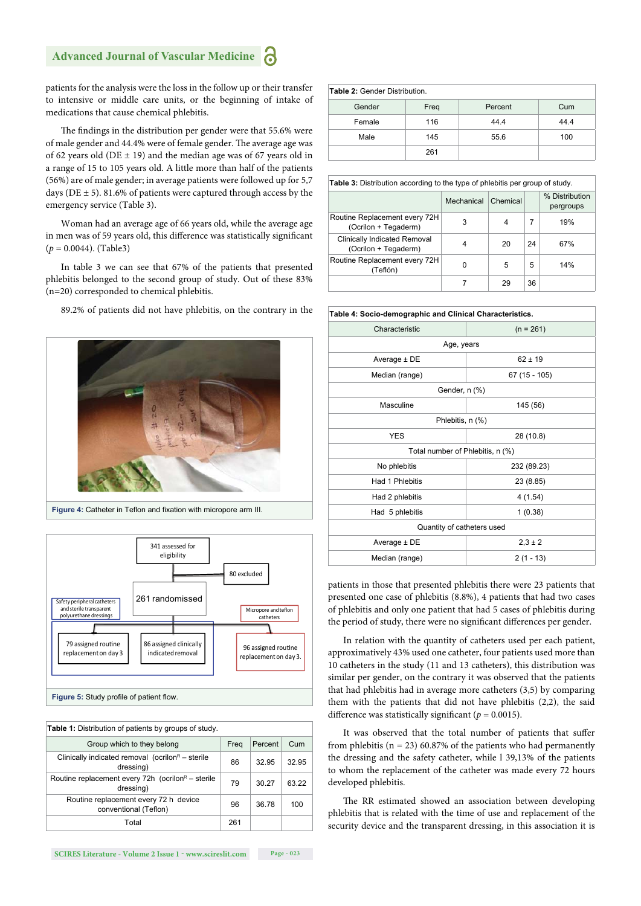patients for the analysis were the loss in the follow up or their transfer to intensive or middle care units, or the beginning of intake of medications that cause chemical phlebitis.

The findings in the distribution per gender were that 55.6% were of male gender and 44.4% were of female gender. The average age was of 62 years old (DE ± 19) and the median age was of 67 years old in a range of 15 to 105 years old. A little more than half of the patients (56%) are of male gender; in average patients were followed up for 5,7 days (DE ± 5). 81.6% of patients were captured through access by the emergency service (Table 3).

Woman had an average age of 66 years old, while the average age in men was of 59 years old, this difference was statistically significant ($p = 0.0044$). (Table3)

In table 3 we can see that 67% of the patients that presented phlebitis belonged to the second group of study. Out of these 83% (n=20) corresponded to chemical phlebitis.

89.2% of patients did not have phlebitis, on the contrary in the patients in those that presented phlebitis there were 23 patients that presented one case of phlebitis (8.8%), 4 patients that had two cases of phlebitis and only one patient that had 5 cases of phlebitis during the period of study, there were no significant differences per gender.

In relation with the quantity of catheters used per each patient, approximately 43% used one catheter, four patients used more than 10 catheters in the study (11 and 13 catheters), this distribution was similar per gender, on the contrary it was observed that the patients that had phlebitis had in average more catheters (3,5) by comparing them with the patients that did not have phlebitis (2,2), the said difference was statistically significant ($p = 0.0015$).

It was observed that the total number of patients that suffer from phlebitis (n = 23) 60.87% of the patients who had permanently the dressing and the safety catheter, while l 39,13% of the patients to whom the replacement of the catheter was made every 72 hours developed phlebitis.

The RR estimated showed an association between developing phlebitis that is related with the time of use and replacement of the security device and the transparent dressing, in this association it is

**Figure 4:** Catheter in Teflon and fixation with micropore arm III.

**Figure 5:** Study profile of patient flow.

**Table 1:** Distribution of patients by groups of study.

| Group which to they belong | Freq | Percent | Cum |
|---|---|---|---|
| Clinically indicated removal (ocrilon[R] – sterile dressing) | 86 | 32.95 | 32.95 |
| Routine replacement every 72h (ocrilon[R] – sterile dressing) | 79 | 30.27 | 63.22 |
| Routine replacement every 72 h device conventional (Teflon) | 96 | 36.78 | 100 |
| Total | 261 | | |

**Table 2:** Gender Distribution.

| Gender | Freq | Percent | Cum |
|---|---|---|---|
| Female | 116 | 44.4 | 44.4 |
| Male | 145 | 55.6 | 100 |
| | 261 | | |

**Table 3:** Distribution according to the type of phlebitis per group of study.

| | Mechanical | Chemical | | % Distribution pergroups |
|---|---|---|---|---|
| Routine Replacement every 72H (Ocrilon + Tegaderm) | 3 | 4 | 7 | 19% |
| Clinically Indicated Removal (Ocrilon + Tegaderm) | 4 | 20 | 24 | 67% |
| Routine Replacement every 72H (Teflón) | 0 | 5 | 5 | 14% |
| | 7 | 29 | 36 | |

**Table 4: Socio-demographic and Clinical Characteristics.**

| Characteristic | (n = 261) |
|---|---|
| Age, years | |
| Average ± DE | 62 ± 19 |
| Median (range) | 67 (15 - 105) |
| Gender, n (%) | |
| Masculine | 145 (56) |
| Phlebitis, n (%) | |
| YES | 28 (10.8) |
| Total number of Phlebitis, n (%) | |
| No phlebitis | 232 (89.23) |
| Had 1 Phlebitis | 23 (8.85) |
| Had 2 phlebitis | 4 (1.54) |
| Had 5 phlebitis | 1 (0.38) |
| Quantity of catheters used | |
| Average ± DE | 2,3 ± 2 |
| Median (range) | 2 (1 - 13) |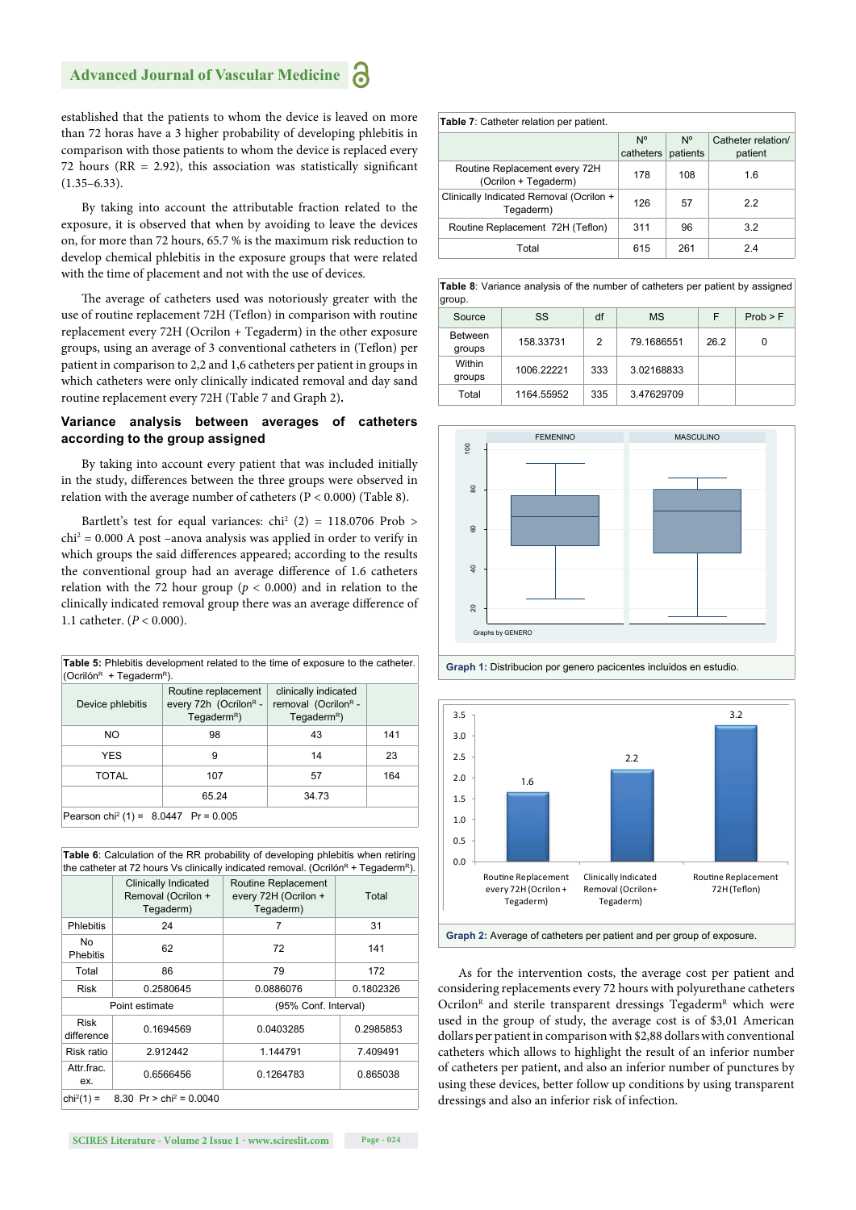established that the patients to whom the device is leaved on more than 72 horas have a 3 higher probability of developing phlebitis in comparison with those patients to whom the device is replaced every 72 hours (RR = 2.92), this association was statistically significant (1.35–6.33).

By taking into account the attributable fraction related to the exposure, it is observed that when by avoiding to leave the devices on, for more than 72 hours, 65.7 % is the maximum risk reduction to develop chemical phlebitis in the exposure groups that were related with the time of placement and not with the use of devices.

The average of catheters used was notoriously greater with the use of routine replacement 72H (Teflon) in comparison with routine replacement every 72H (Ocrilon + Tegaderm) in the other exposure groups, using an average of 3 conventional catheters in (Teflon) per patient in comparison to 2,2 and 1,6 catheters per patient in groups in which catheters were only clinically indicated removal and day sand routine replacement every 72H (Table 7 and Graph 2).

**Variance analysis between averages of catheters according to the group assigned**

By taking into account every patient that was included initially in the study, differences between the three groups were observed in relation with the average number of catheters (P < 0.000) (Table 8).

Bartlett's test for equal variances: chi$^2$ (2) = 118.0706 Prob > chi$^2$ = 0.000 A post –anova analysis was applied in order to verify in which groups the said differences appeared; according to the results the conventional group had an average difference of 1.6 catheters relation with the 72 hour group ($p < 0.000$) and in relation to the clinically indicated removal group there was an average difference of 1.1 catheter. ($P < 0.000$).

**Table 5**: Phlebitis development related to the time of exposure to the catheter. (Ocrilón$^R$ + Tegaderm$^R$).

| Device phlebitis | Routine replacement every 72h (Ocrilon$^R$ - Tegaderm$^R$) | clinically indicated removal (Ocrilon$^R$ - Tegaderm$^R$) | |
|---|---|---|---|
| NO | 98 | 43 | 141 |
| YES | 9 | 14 | 23 |
| TOTAL | 107 | 57 | 164 |
| | 65.24 | 34.73 | |

Pearson chi$^2$ (1) = 8.0447 Pr = 0.005

**Table 6**: Calculation of the RR probability of developing phlebitis when retiring the catheter at 72 hours Vs clinically indicated removal. (Ocrilón$^R$ + Tegaderm$^R$).

| | Clinically Indicated Removal (Ocrilon + Tegaderm) | Routine Replacement every 72H (Ocrilon + Tegaderm) | Total |
|---|---|---|---|
| Phlebitis | 24 | 7 | 31 |
| No Phebitis | 62 | 72 | 141 |
| Total | 86 | 79 | 172 |
| Risk | 0.2580645 | 0.0886076 | 0.1802326 |
| Point estimate | | (95% Conf. Interval) | |
| Risk difference | 0.1694569 | 0.0403285 | 0.2985853 |
| Risk ratio | 2.912442 | 1.144791 | 7.409491 |
| Attr.frac. ex. | 0.6566456 | 0.1264783 | 0.865038 |

chi$^2$(1) = 8.30 Pr > chi$^2$ = 0.0040

**Table 7**: Catheter relation per patient.

| | Nº catheters | Nº patients | Catheter relation/ patient |
|---|---|---|---|
| Routine Replacement every 72H (Ocrilon + Tegaderm) | 178 | 108 | 1.6 |
| Clinically Indicated Removal (Ocrilon + Tegaderm) | 126 | 57 | 2.2 |
| Routine Replacement 72H (Teflon) | 311 | 96 | 3.2 |
| Total | 615 | 261 | 2.4 |

**Table 8**: Variance analysis of the number of catheters per patient by assigned group.

| Source | SS | df | MS | F | Prob > F |
|---|---|---|---|---|---|
| Between groups | 158.33731 | 2 | 79.1686551 | 26.2 | 0 |
| Within groups | 1006.22221 | 333 | 3.02168833 | | |
| Total | 1164.55952 | 335 | 3.47629709 | | |

**Graph 1:** Distribucion por genero pacicentes incluidos en estudio.

**Graph 2:** Average of catheters per patient and per group of exposure.

As for the intervention costs, the average cost per patient and considering replacements every 72 hours with polyurethane catheters Ocrilon$^R$ and sterile transparent dressings Tegaderm$^R$ which were used in the group of study, the average cost is of $3,01 American dollars per patient in comparison with $2,88 dollars with conventional catheters which allows to highlight the result of an inferior number of catheters per patient, and also an inferior number of punctures by using these devices, better follow up conditions by using transparent dressings and also an inferior risk of infection.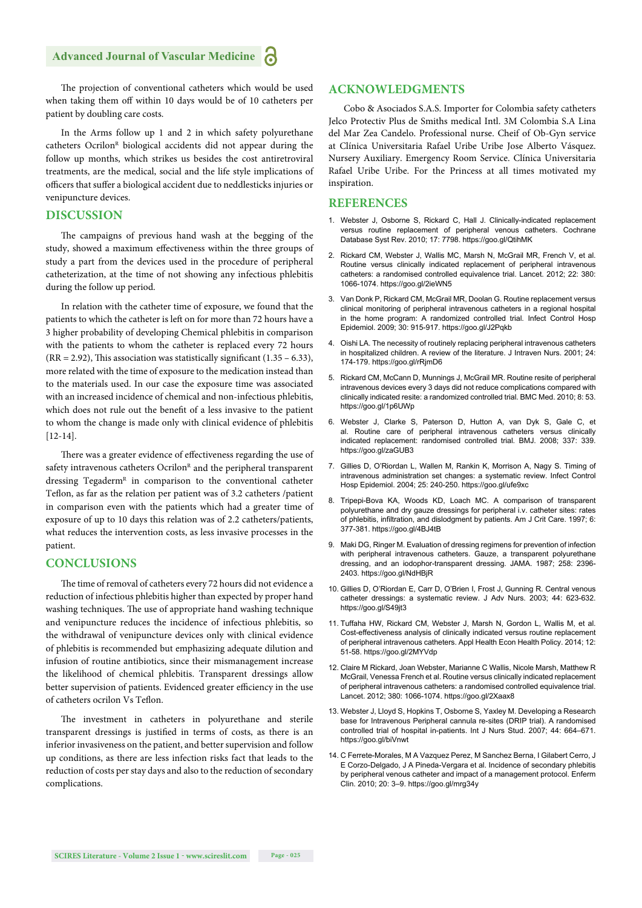The projection of conventional catheters which would be used when taking them off within 10 days would be of 10 catheters per patient by doubling care costs.

In the Arms follow up 1 and 2 in which safety polyurethane catheters Ocrilon[R] biological accidents did not appear during the follow up months, which strikes us besides the cost antiretroviral treatments, are the medical, social and the life style implications of officers that suffer a biological accident due to neddlesticks injuries or venipuncture devices.

## DISCUSSION

The campaigns of previous hand wash at the begging of the study, showed a maximum effectiveness within the three groups of study a part from the devices used in the procedure of peripheral catheterization, at the time of not showing any infectious phlebitis during the follow up period.

In relation with the catheter time of exposure, we found that the patients to which the catheter is left on for more than 72 hours have a 3 higher probability of developing Chemical phlebitis in comparison with the patients to whom the catheter is replaced every 72 hours (RR = 2.92), This association was statistically significant (1.35 – 6.33), more related with the time of exposure to the medication instead than to the materials used. In our case the exposure time was associated with an increased incidence of chemical and non-infectious phlebitis, which does not rule out the benefit of a less invasive to the patient to whom the change is made only with clinical evidence of phlebitis [12-14].

There was a greater evidence of effectiveness regarding the use of safety intravenous catheters Ocrilon[R] and the peripheral transparent dressing Tegaderm[R] in comparison to the conventional catheter Teflon, as far as the relation per patient was of 3.2 catheters /patient in comparison even with the patients which had a greater time of exposure of up to 10 days this relation was of 2.2 catheters/patients, what reduces the intervention costs, as less invasive processes in the patient.

## CONCLUSIONS

The time of removal of catheters every 72 hours did not evidence a reduction of infectious phlebitis higher than expected by proper hand washing techniques. The use of appropriate hand washing technique and venipuncture reduces the incidence of infectious phlebitis, so the withdrawal of venipuncture devices only with clinical evidence of phlebitis is recommended but emphasizing adequate dilution and infusion of routine antibiotics, since their mismanagement increase the likelihood of chemical phlebitis. Transparent dressings allow better supervision of patients. Evidenced greater efficiency in the use of catheters ocrilon Vs Teflon.

The investment in catheters in polyurethane and sterile transparent dressings is justified in terms of costs, as there is an inferior invasiveness on the patient, and better supervision and follow up conditions, as there are less infection risks fact that leads to the reduction of costs per stay days and also to the reduction of secondary complications.

## ACKNOWLEDGMENTS

Cobo & Asociados S.A.S. Importer for Colombia safety catheters Jelco Protectiv Plus de Smiths medical Intl. 3M Colombia S.A Lina del Mar Zea Candelo. Professional nurse. Cheif of Ob-Gyn service at Clínica Universitaria Rafael Uribe Uribe Jose Alberto Vásquez. Nursery Auxiliary. Emergency Room Service. Clínica Universitaria Rafael Uribe Uribe. For the Princess at all times motivated my inspiration.

## REFERENCES

1. Webster J, Osborne S, Rickard C, Hall J. Clinically-indicated replacement versus routine replacement of peripheral venous catheters. Cochrane Database Syst Rev. 2010; 17: 7798. https://goo.gl/QtihMK
2. Rickard CM, Webster J, Wallis MC, Marsh N, McGrail MR, French V, et al. Routine versus clinically indicated replacement of peripheral intravenous catheters: a randomised controlled equivalence trial. Lancet. 2012; 22: 380: 1066-1074. https://goo.gl/2ieWN5
3. Van Donk P, Rickard CM, McGrail MR, Doolan G. Routine replacement versus clinical monitoring of peripheral intravenous catheters in a regional hospital in the home program: A randomized controlled trial. Infect Control Hosp Epidemiol. 2009; 30: 915-917. https://goo.gl/J2Pqkb
4. Oishi LA. The necessity of routinely replacing peripheral intravenous catheters in hospitalized children. A review of the literature. J Intraven Nurs. 2001; 24: 174-179. https://goo.gl/rRjmD6
5. Rickard CM, McCann D, Munnings J, McGrail MR. Routine resite of peripheral intravenous devices every 3 days did not reduce complications compared with clinically indicated resite: a randomized controlled trial. BMC Med. 2010; 8: 53. https://goo.gl/1p6UWp
6. Webster J, Clarke S, Paterson D, Hutton A, van Dyk S, Gale C, et al. Routine care of peripheral intravenous catheters versus clinically indicated replacement: randomised controlled trial. BMJ. 2008; 337: 339. https://goo.gl/zaGUB3
7. Gillies D, O'Riordan L, Wallen M, Rankin K, Morrison A, Nagy S. Timing of intravenous administration set changes: a systematic review. Infect Control Hosp Epidemiol. 2004; 25: 240-250. https://goo.gl/ufe9xc
8. Tripepi-Bova KA, Woods KD, Loach MC. A comparison of transparent polyurethane and dry gauze dressings for peripheral i.v. catheter sites: rates of phlebitis, infiltration, and dislodgment by patients. Am J Crit Care. 1997; 6: 377-381. https://goo.gl/4BJ4tB
9. Maki DG, Ringer M. Evaluation of dressing regimens for prevention of infection with peripheral intravenous catheters. Gauze, a transparent polyurethane dressing, and an iodophor-transparent dressing. JAMA. 1987; 258: 2396-2403. https://goo.gl/NdHBjR
10. Gillies D, O'Riordan E, Carr D, O'Brien I, Frost J, Gunning R. Central venous catheter dressings: a systematic review. J Adv Nurs. 2003; 44: 623-632. https://goo.gl/S49jt3
11. Tuffaha HW, Rickard CM, Webster J, Marsh N, Gordon L, Wallis M, et al. Cost-effectiveness analysis of clinically indicated versus routine replacement of peripheral intravenous catheters. Appl Health Econ Health Policy. 2014; 12: 51-58. https://goo.gl/2MYVdp
12. Claire M Rickard, Joan Webster, Marianne C Wallis, Nicole Marsh, Matthew R McGrail, Venessa French et al. Routine versus clinically indicated replacement of peripheral intravenous catheters: a randomised controlled equivalence trial. Lancet. 2012; 380: 1066-1074. https://goo.gl/2Xaax8
13. Webster J, Lloyd S, Hopkins T, Osborne S, Yaxley M. Developing a Research base for Intravenous Peripheral cannula re-sites (DRIP trial). A randomised controlled trial of hospital in-patients. Int J Nurs Stud. 2007; 44: 664–671. https://goo.gl/biVnwt
14. C Ferrete-Morales, M A Vazquez Perez, M Sanchez Berna, I Gilabert Cerro, J E Corzo-Delgado, J A Pineda-Vergara et al. Incidence of secondary phlebitis by peripheral venous catheter and impact of a management protocol. Enferm Clin. 2010; 20: 3–9. https://goo.gl/mrg34y